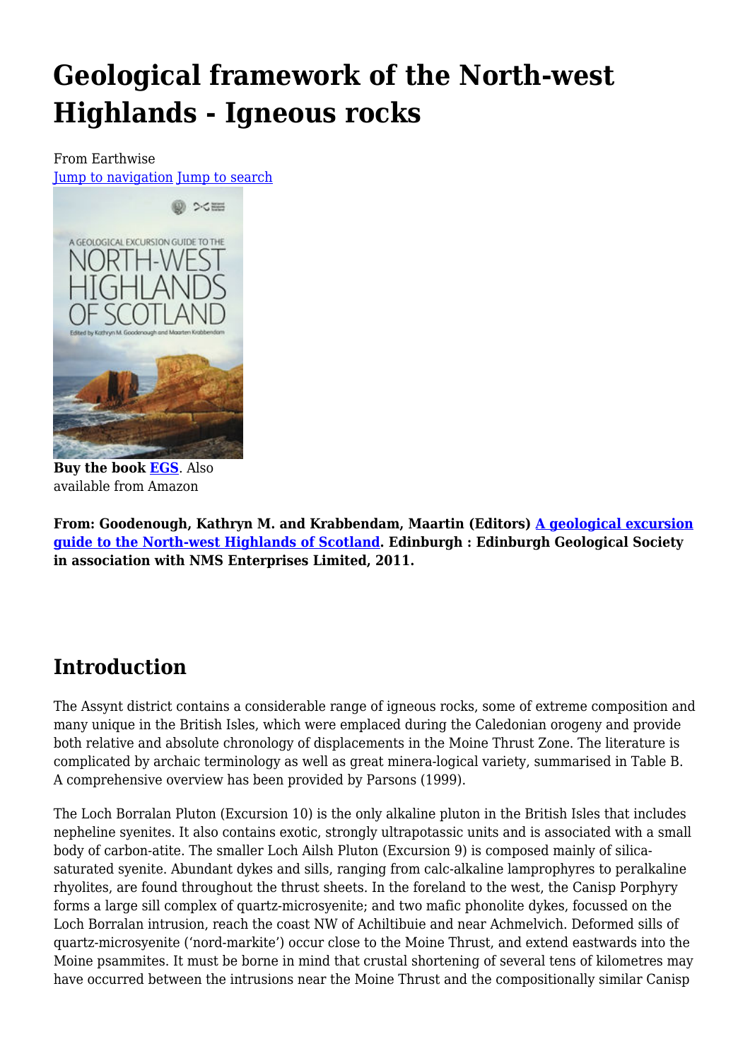# Geological framework of the North-west Highlands - Igneous rocks

From Earthwise
Jump to navigation Jump to search

**Buy the book EGS**. Also available from Amazon

**From: Goodenough, Kathryn M. and Krabbendam, Maartin (Editors) A geological excursion guide to the North-west Highlands of Scotland. Edinburgh : Edinburgh Geological Society in association with NMS Enterprises Limited, 2011.**

## Introduction

The Assynt district contains a considerable range of igneous rocks, some of extreme composition and many unique in the British Isles, which were emplaced during the Caledonian orogeny and provide both relative and absolute chronology of displacements in the Moine Thrust Zone. The literature is complicated by archaic terminology as well as great minera-logical variety, summarised in Table B. A comprehensive overview has been provided by Parsons (1999).

The Loch Borralan Pluton (Excursion 10) is the only alkaline pluton in the British Isles that includes nepheline syenites. It also contains exotic, strongly ultrapotassic units and is associated with a small body of carbon-atite. The smaller Loch Ailsh Pluton (Excursion 9) is composed mainly of silica-saturated syenite. Abundant dykes and sills, ranging from calc-alkaline lamprophyres to peralkaline rhyolites, are found throughout the thrust sheets. In the foreland to the west, the Canisp Porphyry forms a large sill complex of quartz-microsyenite; and two mafic phonolite dykes, focussed on the Loch Borralan intrusion, reach the coast NW of Achiltibuie and near Achmelvich. Deformed sills of quartz-microsyenite ('nord-markite') occur close to the Moine Thrust, and extend eastwards into the Moine psammites. It must be borne in mind that crustal shortening of several tens of kilometres may have occurred between the intrusions near the Moine Thrust and the compositionally similar Canisp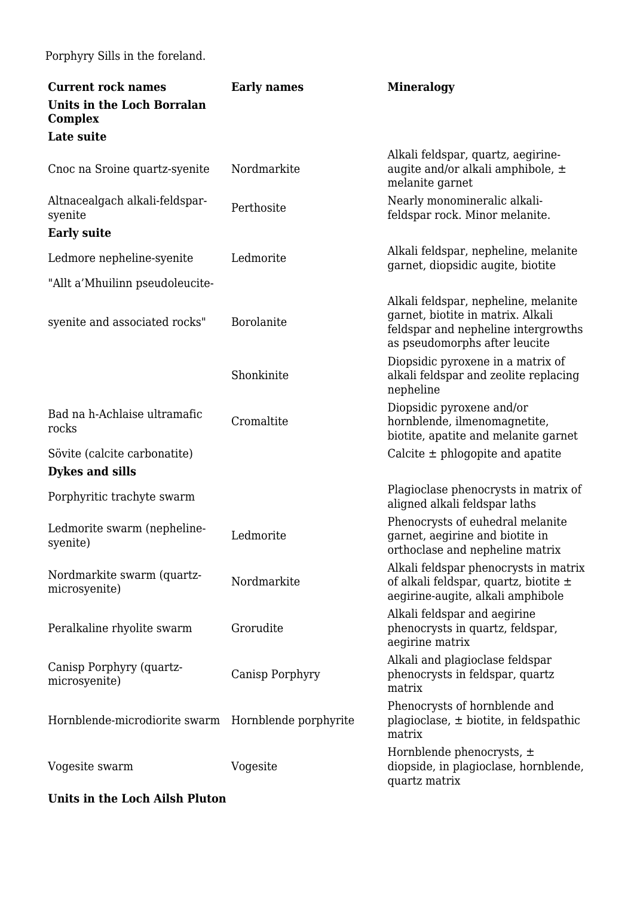Porphyry Sills in the foreland.

| Current rock names | Early names | Mineralogy |
| --- | --- | --- |
| **Units in the Loch Borralan Complex** | | |
| **Late suite** | | |
| Cnoc na Sroine quartz-syenite | Nordmarkite | Alkali feldspar, quartz, aegirine-augite and/or alkali amphibole, ± melanite garnet |
| Altnacealgach alkali-feldspar-syenite | Perthosite | Nearly monomineralic alkali-feldspar rock. Minor melanite. |
| **Early suite** | | |
| Ledmore nepheline-syenite | Ledmorite | Alkali feldspar, nepheline, melanite garnet, diopsidic augite, biotite |
| "Allt a'Mhuilinn pseudoleucite-syenite and associated rocks" | Borolanite | Alkali feldspar, nepheline, melanite garnet, biotite in matrix. Alkali feldspar and nepheline intergrowths as pseudomorphs after leucite |
| | Shonkinite | Diopsidic pyroxene in a matrix of alkali feldspar and zeolite replacing nepheline |
| Bad na h-Achlaise ultramafic rocks | Cromaltite | Diopsidic pyroxene and/or hornblende, ilmenomagnetite, biotite, apatite and melanite garnet |
| Sövite (calcite carbonatite) | | Calcite ± phlogopite and apatite |
| **Dykes and sills** | | |
| Porphyritic trachyte swarm | | Plagioclase phenocrysts in matrix of aligned alkali feldspar laths |
| Ledmorite swarm (nepheline-syenite) | Ledmorite | Phenocrysts of euhedral melanite garnet, aegirine and biotite in orthoclase and nepheline matrix |
| Nordmarkite swarm (quartz-microsyenite) | Nordmarkite | Alkali feldspar phenocrysts in matrix of alkali feldspar, quartz, biotite ± aegirine-augite, alkali amphibole |
| Peralkaline rhyolite swarm | Grorudite | Alkali feldspar and aegirine phenocrysts in quartz, feldspar, aegirine matrix |
| Canisp Porphyry (quartz-microsyenite) | Canisp Porphyry | Alkali and plagioclase feldspar phenocrysts in feldspar, quartz matrix |
| Hornblende-microdiorite swarm | Hornblende porphyrite | Phenocrysts of hornblende and plagioclase, ± biotite, in feldspathic matrix |
| Vogesite swarm | Vogesite | Hornblende phenocrysts, ± diopside, in plagioclase, hornblende, quartz matrix |
| **Units in the Loch Ailsh Pluton** | | |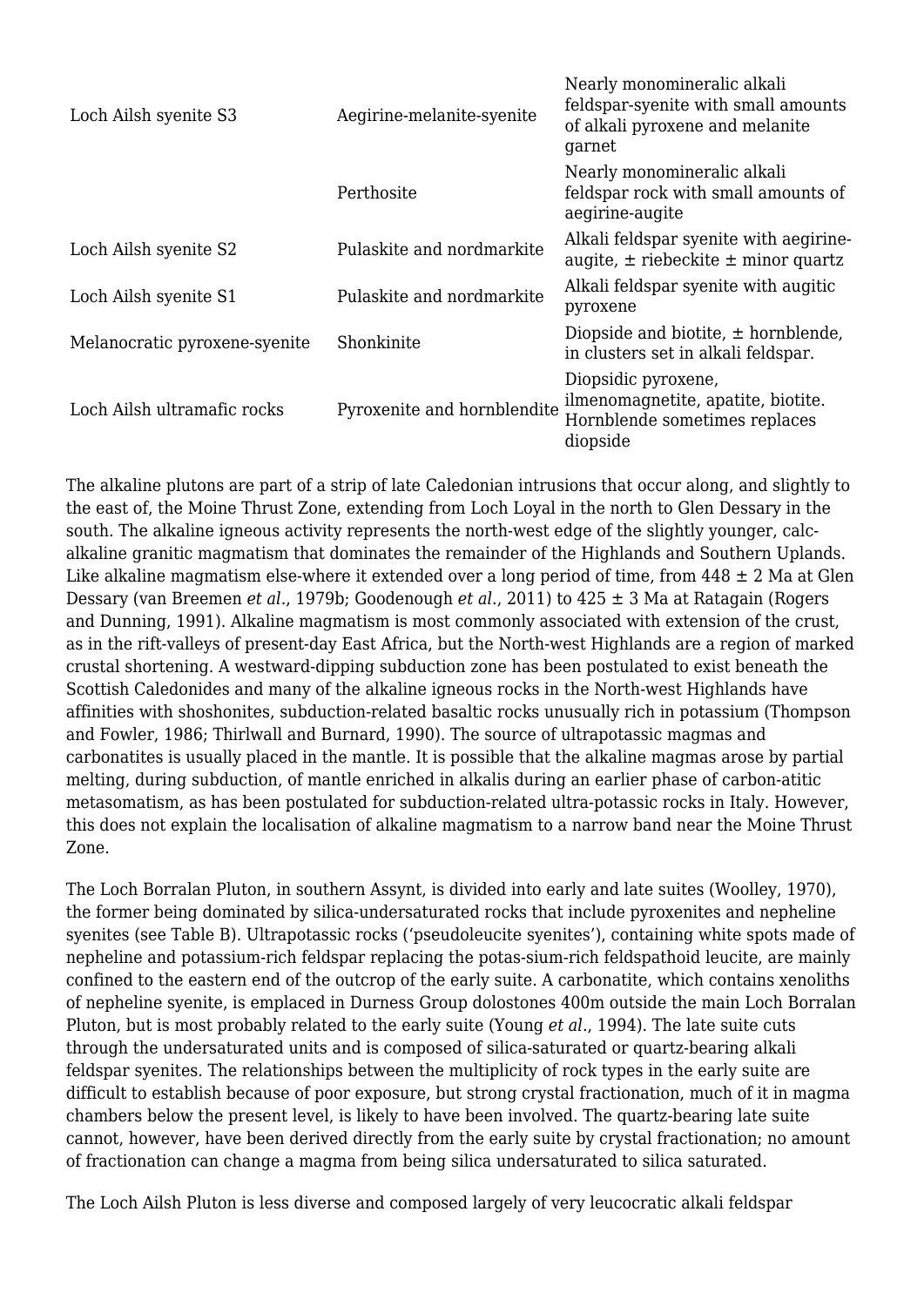| | | |
|---|---|---|
| Loch Ailsh syenite S3 | Aegirine-melanite-syenite | Nearly monomineralic alkali feldspar-syenite with small amounts of alkali pyroxene and melanite garnet |
| | Perthosite | Nearly monomineralic alkali feldspar rock with small amounts of aegirine-augite |
| Loch Ailsh syenite S2 | Pulaskite and nordmarkite | Alkali feldspar syenite with aegirine-augite, ± riebeckite ± minor quartz |
| Loch Ailsh syenite S1 | Pulaskite and nordmarkite | Alkali feldspar syenite with augitic pyroxene |
| Melanocratic pyroxene-syenite | Shonkinite | Diopside and biotite, ± hornblende, in clusters set in alkali feldspar. |
| Loch Ailsh ultramafic rocks | Pyroxenite and hornblendite | Diopsidic pyroxene, ilmenomagnetite, apatite, biotite. Hornblende sometimes replaces diopside |

The alkaline plutons are part of a strip of late Caledonian intrusions that occur along, and slightly to the east of, the Moine Thrust Zone, extending from Loch Loyal in the north to Glen Dessary in the south. The alkaline igneous activity represents the north-west edge of the slightly younger, calc-alkaline granitic magmatism that dominates the remainder of the Highlands and Southern Uplands. Like alkaline magmatism else-where it extended over a long period of time, from 448 ± 2 Ma at Glen Dessary (van Breemen *et al*., 1979b; Goodenough *et al*., 2011) to 425 ± 3 Ma at Ratagain (Rogers and Dunning, 1991). Alkaline magmatism is most commonly associated with extension of the crust, as in the rift-valleys of present-day East Africa, but the North-west Highlands are a region of marked crustal shortening. A westward-dipping subduction zone has been postulated to exist beneath the Scottish Caledonides and many of the alkaline igneous rocks in the North-west Highlands have affinities with shoshonites, subduction-related basaltic rocks unusually rich in potassium (Thompson and Fowler, 1986; Thirlwall and Burnard, 1990). The source of ultrapotassic magmas and carbonatites is usually placed in the mantle. It is possible that the alkaline magmas arose by partial melting, during subduction, of mantle enriched in alkalis during an earlier phase of carbon-atitic metasomatism, as has been postulated for subduction-related ultra-potassic rocks in Italy. However, this does not explain the localisation of alkaline magmatism to a narrow band near the Moine Thrust Zone.

The Loch Borralan Pluton, in southern Assynt, is divided into early and late suites (Woolley, 1970), the former being dominated by silica-undersaturated rocks that include pyroxenites and nepheline syenites (see Table B). Ultrapotassic rocks ('pseudoleucite syenites'), containing white spots made of nepheline and potassium-rich feldspar replacing the potas-sium-rich feldspathoid leucite, are mainly confined to the eastern end of the outcrop of the early suite. A carbonatite, which contains xenoliths of nepheline syenite, is emplaced in Durness Group dolostones 400m outside the main Loch Borralan Pluton, but is most probably related to the early suite (Young *et al*., 1994). The late suite cuts through the undersaturated units and is composed of silica-saturated or quartz-bearing alkali feldspar syenites. The relationships between the multiplicity of rock types in the early suite are difficult to establish because of poor exposure, but strong crystal fractionation, much of it in magma chambers below the present level, is likely to have been involved. The quartz-bearing late suite cannot, however, have been derived directly from the early suite by crystal fractionation; no amount of fractionation can change a magma from being silica undersaturated to silica saturated.

The Loch Ailsh Pluton is less diverse and composed largely of very leucocratic alkali feldspar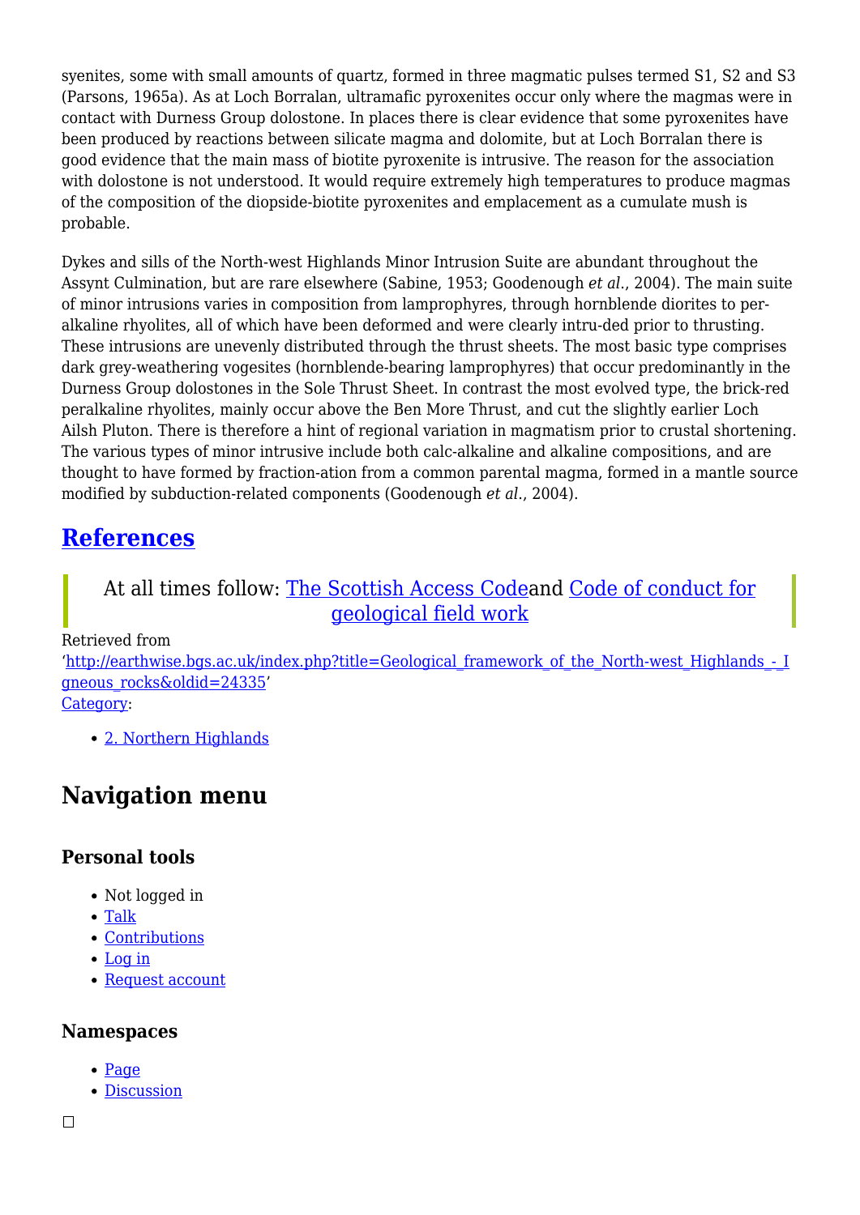syenites, some with small amounts of quartz, formed in three magmatic pulses termed S1, S2 and S3 (Parsons, 1965a). As at Loch Borralan, ultramafic pyroxenites occur only where the magmas were in contact with Durness Group dolostone. In places there is clear evidence that some pyroxenites have been produced by reactions between silicate magma and dolomite, but at Loch Borralan there is good evidence that the main mass of biotite pyroxenite is intrusive. The reason for the association with dolostone is not understood. It would require extremely high temperatures to produce magmas of the composition of the diopside-biotite pyroxenites and emplacement as a cumulate mush is probable.

Dykes and sills of the North-west Highlands Minor Intrusion Suite are abundant throughout the Assynt Culmination, but are rare elsewhere (Sabine, 1953; Goodenough *et al.*, 2004). The main suite of minor intrusions varies in composition from lamprophyres, through hornblende diorites to per-alkaline rhyolites, all of which have been deformed and were clearly intru-ded prior to thrusting. These intrusions are unevenly distributed through the thrust sheets. The most basic type comprises dark grey-weathering vogesites (hornblende-bearing lamprophyres) that occur predominantly in the Durness Group dolostones in the Sole Thrust Sheet. In contrast the most evolved type, the brick-red peralkaline rhyolites, mainly occur above the Ben More Thrust, and cut the slightly earlier Loch Ailsh Pluton. There is therefore a hint of regional variation in magmatism prior to crustal shortening. The various types of minor intrusive include both calc-alkaline and alkaline compositions, and are thought to have formed by fraction-ation from a common parental magma, formed in a mantle source modified by subduction-related components (Goodenough *et al.*, 2004).

## References

> At all times follow: The Scottish Access Codeand Code of conduct for geological field work

Retrieved from
'http://earthwise.bgs.ac.uk/index.php?title=Geological_framework_of_the_North-west_Highlands_-_Igneous_rocks&oldid=24335'
Category:

- 2. Northern Highlands

## Navigation menu

### Personal tools

- Not logged in
- Talk
- Contributions
- Log in
- Request account

### Namespaces

- Page
- Discussion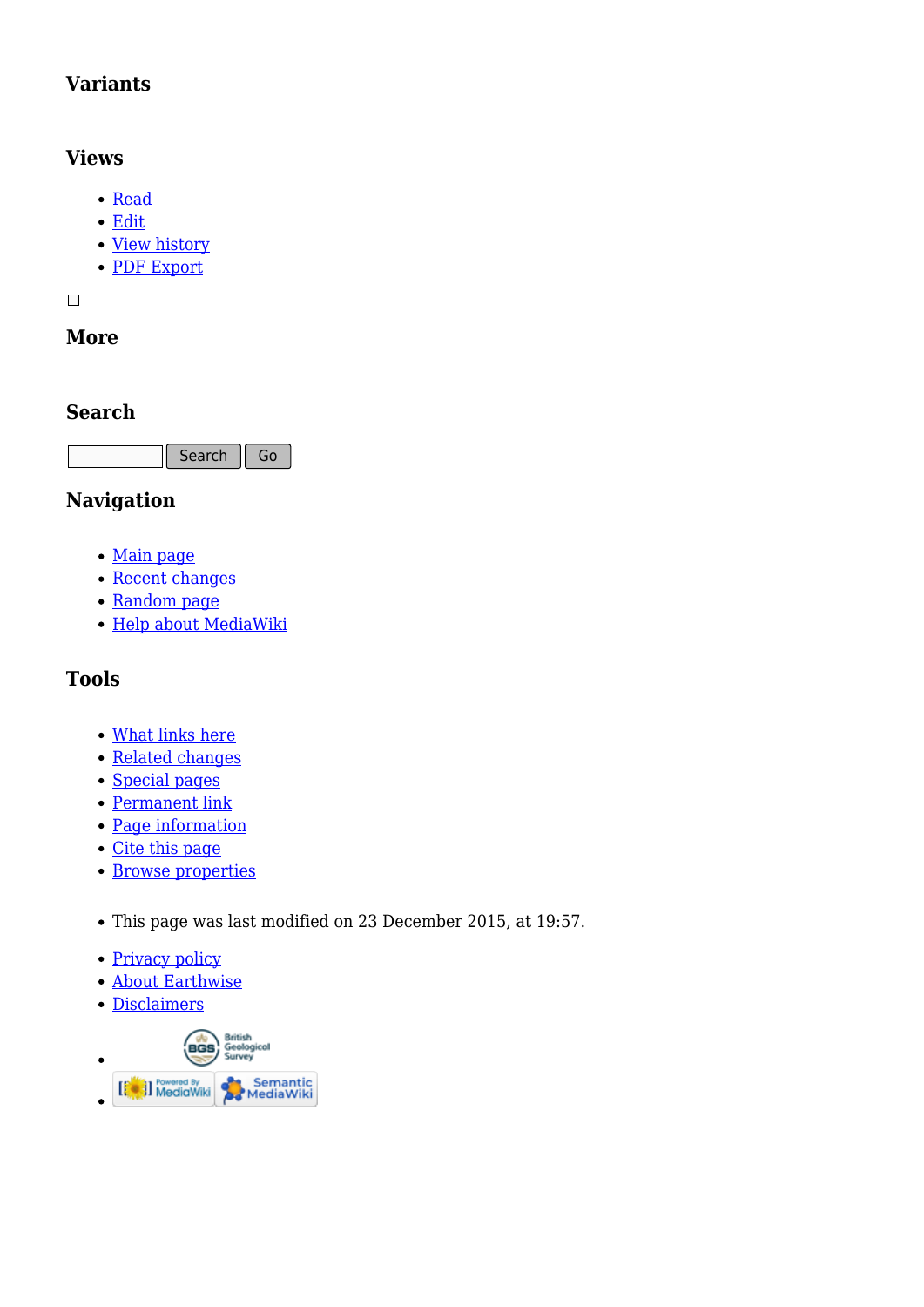### Variants

### Views

- Read
- Edit
- View history
- PDF Export

### More

### Search

Search Go

### Navigation

- Main page
- Recent changes
- Random page
- Help about MediaWiki

### Tools

- What links here
- Related changes
- Special pages
- Permanent link
- Page information
- Cite this page
- Browse properties

- This page was last modified on 23 December 2015, at 19:57.

- Privacy policy
- About Earthwise
- Disclaimers